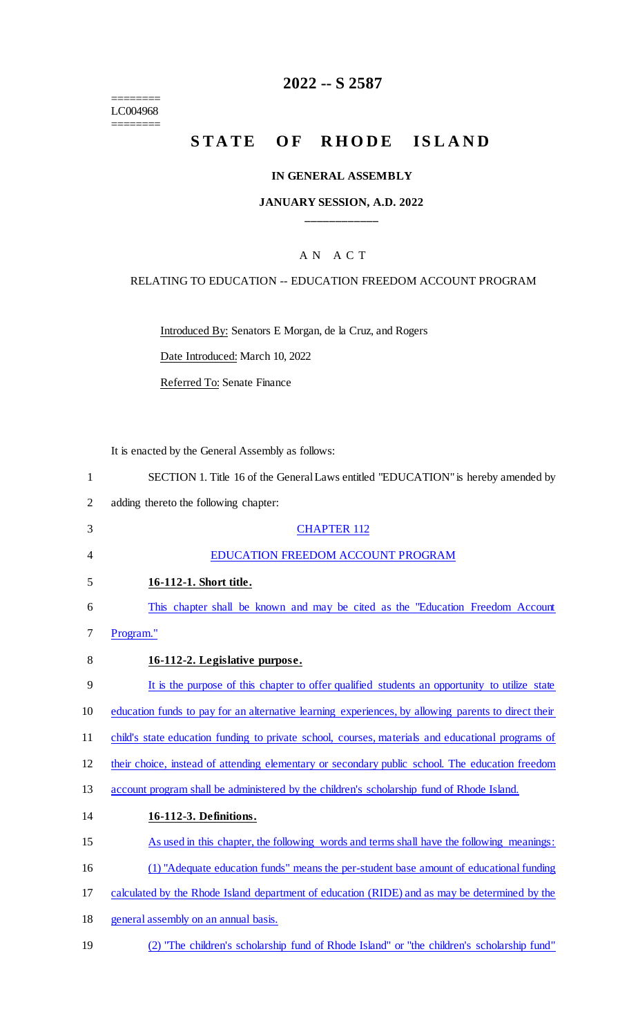========
LC004968
========

# 2022 -- S 2587

# STATE OF RHODE ISLAND

**IN GENERAL ASSEMBLY**

**JANUARY SESSION, A.D. 2022**

____________

A N A C T

RELATING TO EDUCATION -- EDUCATION FREEDOM ACCOUNT PROGRAM

Introduced By: Senators E Morgan, de la Cruz, and Rogers

Date Introduced: March 10, 2022

Referred To: Senate Finance

It is enacted by the General Assembly as follows:

1 SECTION 1. Title 16 of the General Laws entitled "EDUCATION" is hereby amended by
2 adding thereto the following chapter:

3 CHAPTER 112

4 EDUCATION FREEDOM ACCOUNT PROGRAM

5 **16-112-1. Short title.**

6 This chapter shall be known and may be cited as the "Education Freedom Account
7 Program."

8 **16-112-2. Legislative purpose.**

9 It is the purpose of this chapter to offer qualified students an opportunity to utilize state
10 education funds to pay for an alternative learning experiences, by allowing parents to direct their
11 child's state education funding to private school, courses, materials and educational programs of
12 their choice, instead of attending elementary or secondary public school. The education freedom
13 account program shall be administered by the children's scholarship fund of Rhode Island.

14 **16-112-3. Definitions.**

15 As used in this chapter, the following words and terms shall have the following meanings:

16 (1) "Adequate education funds" means the per-student base amount of educational funding
17 calculated by the Rhode Island department of education (RIDE) and as may be determined by the
18 general assembly on an annual basis.

19 (2) "The children's scholarship fund of Rhode Island" or "the children's scholarship fund"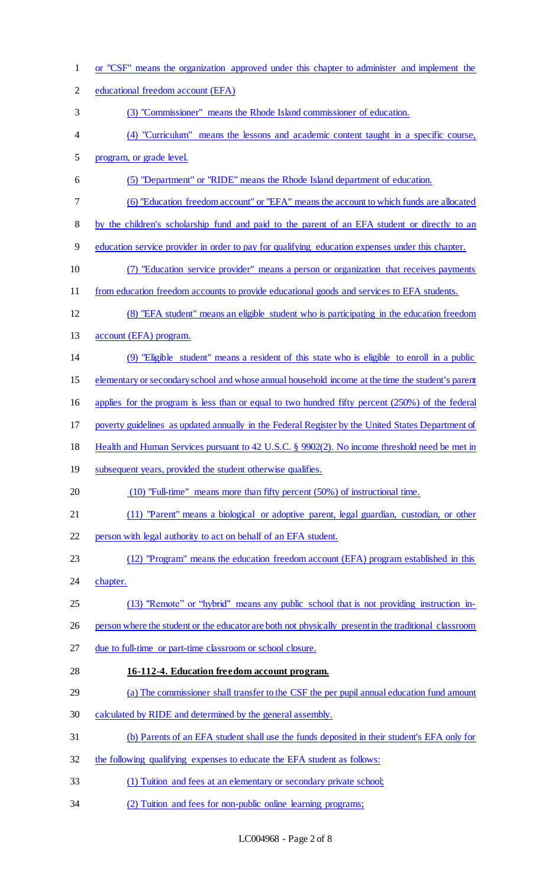or "CSF" means the organization approved under this chapter to administer and implement the educational freedom account (EFA)

(3) "Commissioner" means the Rhode Island commissioner of education.

(4) "Curriculum" means the lessons and academic content taught in a specific course, program, or grade level.

(5) "Department" or "RIDE" means the Rhode Island department of education.

(6) "Education freedom account" or "EFA" means the account to which funds are allocated by the children's scholarship fund and paid to the parent of an EFA student or directly to an education service provider in order to pay for qualifying education expenses under this chapter.

(7) "Education service provider" means a person or organization that receives payments from education freedom accounts to provide educational goods and services to EFA students.

(8) "EFA student" means an eligible student who is participating in the education freedom account (EFA) program.

(9) "Eligible student" means a resident of this state who is eligible to enroll in a public elementary or secondary school and whose annual household income at the time the student's parent applies for the program is less than or equal to two hundred fifty percent (250%) of the federal poverty guidelines as updated annually in the Federal Register by the United States Department of Health and Human Services pursuant to 42 U.S.C. § 9902(2). No income threshold need be met in subsequent years, provided the student otherwise qualifies.

(10) "Full-time" means more than fifty percent (50%) of instructional time.

(11) "Parent" means a biological or adoptive parent, legal guardian, custodian, or other person with legal authority to act on behalf of an EFA student.

(12) "Program" means the education freedom account (EFA) program established in this chapter.

(13) "Remote" or "hybrid" means any public school that is not providing instruction in-person where the student or the educator are both not physically present in the traditional classroom due to full-time or part-time classroom or school closure.

**16-112-4. Education freedom account program.**

(a) The commissioner shall transfer to the CSF the per pupil annual education fund amount calculated by RIDE and determined by the general assembly.

(b) Parents of an EFA student shall use the funds deposited in their student's EFA only for the following qualifying expenses to educate the EFA student as follows:

(1) Tuition and fees at an elementary or secondary private school;

(2) Tuition and fees for non-public online learning programs;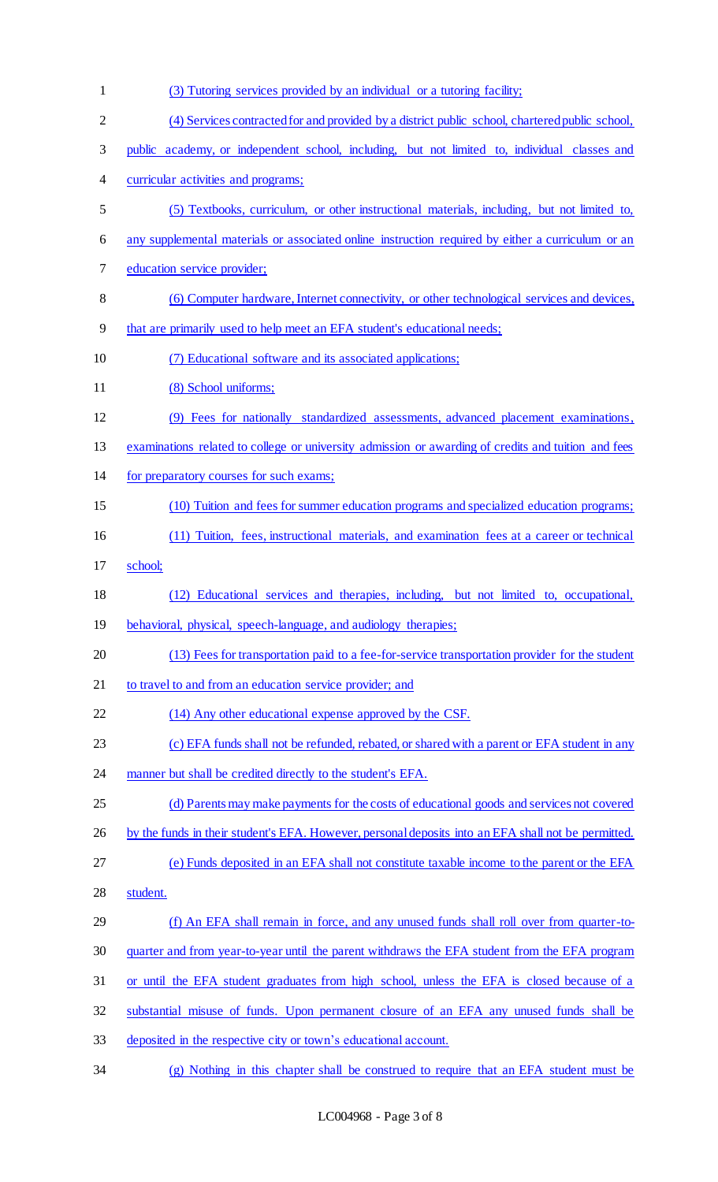(3) Tutoring services provided by an individual or a tutoring facility;

(4) Services contracted for and provided by a district public school, chartered public school, public academy, or independent school, including, but not limited to, individual classes and curricular activities and programs;

(5) Textbooks, curriculum, or other instructional materials, including, but not limited to, any supplemental materials or associated online instruction required by either a curriculum or an education service provider;

(6) Computer hardware, Internet connectivity, or other technological services and devices, that are primarily used to help meet an EFA student's educational needs;

(7) Educational software and its associated applications;

(8) School uniforms;

(9) Fees for nationally standardized assessments, advanced placement examinations, examinations related to college or university admission or awarding of credits and tuition and fees for preparatory courses for such exams;

(10) Tuition and fees for summer education programs and specialized education programs;

(11) Tuition, fees, instructional materials, and examination fees at a career or technical school;

(12) Educational services and therapies, including, but not limited to, occupational, behavioral, physical, speech-language, and audiology therapies;

(13) Fees for transportation paid to a fee-for-service transportation provider for the student to travel to and from an education service provider; and

(14) Any other educational expense approved by the CSF.

(c) EFA funds shall not be refunded, rebated, or shared with a parent or EFA student in any manner but shall be credited directly to the student's EFA.

(d) Parents may make payments for the costs of educational goods and services not covered by the funds in their student's EFA. However, personal deposits into an EFA shall not be permitted.

(e) Funds deposited in an EFA shall not constitute taxable income to the parent or the EFA student.

(f) An EFA shall remain in force, and any unused funds shall roll over from quarter-to-quarter and from year-to-year until the parent withdraws the EFA student from the EFA program or until the EFA student graduates from high school, unless the EFA is closed because of a substantial misuse of funds. Upon permanent closure of an EFA any unused funds shall be deposited in the respective city or town's educational account.

(g) Nothing in this chapter shall be construed to require that an EFA student must be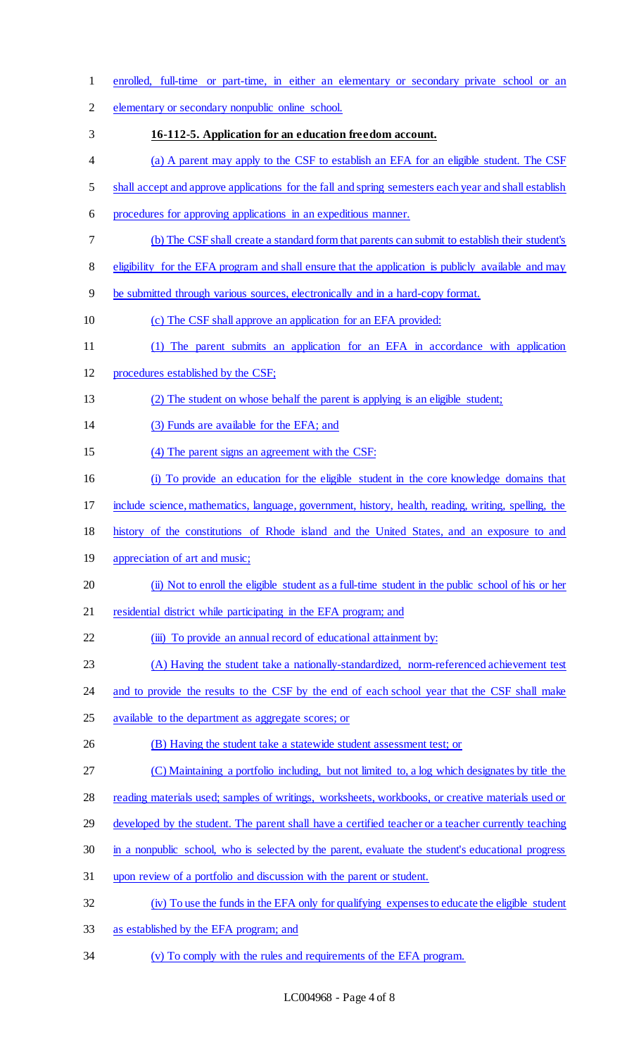enrolled, full-time or part-time, in either an elementary or secondary private school or an elementary or secondary nonpublic online school.

**16-112-5. Application for an education freedom account.**

(a) A parent may apply to the CSF to establish an EFA for an eligible student. The CSF shall accept and approve applications for the fall and spring semesters each year and shall establish procedures for approving applications in an expeditious manner.

(b) The CSF shall create a standard form that parents can submit to establish their student's eligibility for the EFA program and shall ensure that the application is publicly available and may be submitted through various sources, electronically and in a hard-copy format.

(c) The CSF shall approve an application for an EFA provided:

(1) The parent submits an application for an EFA in accordance with application procedures established by the CSF;

(2) The student on whose behalf the parent is applying is an eligible student;

(3) Funds are available for the EFA; and

(4) The parent signs an agreement with the CSF:

(i) To provide an education for the eligible student in the core knowledge domains that include science, mathematics, language, government, history, health, reading, writing, spelling, the history of the constitutions of Rhode island and the United States, and an exposure to and appreciation of art and music;

(ii) Not to enroll the eligible student as a full-time student in the public school of his or her residential district while participating in the EFA program; and

(iii) To provide an annual record of educational attainment by:

(A) Having the student take a nationally-standardized, norm-referenced achievement test and to provide the results to the CSF by the end of each school year that the CSF shall make available to the department as aggregate scores; or

(B) Having the student take a statewide student assessment test; or

(C) Maintaining a portfolio including, but not limited to, a log which designates by title the reading materials used; samples of writings, worksheets, workbooks, or creative materials used or developed by the student. The parent shall have a certified teacher or a teacher currently teaching in a nonpublic school, who is selected by the parent, evaluate the student's educational progress upon review of a portfolio and discussion with the parent or student.

(iv) To use the funds in the EFA only for qualifying expenses to educate the eligible student as established by the EFA program; and

(v) To comply with the rules and requirements of the EFA program.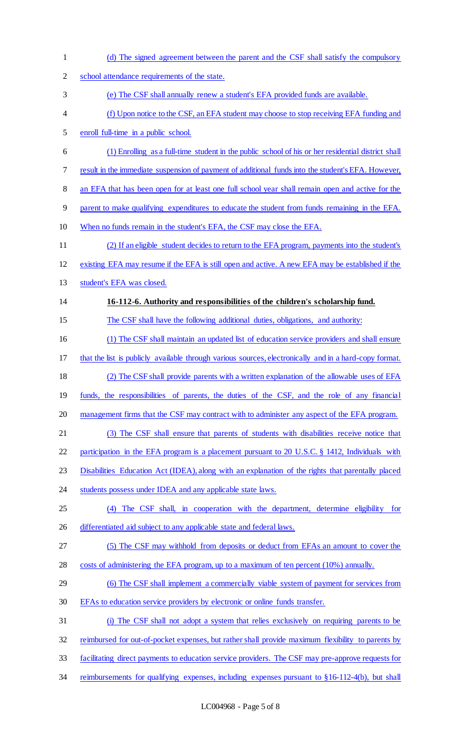(d) The signed agreement between the parent and the CSF shall satisfy the compulsory school attendance requirements of the state.

(e) The CSF shall annually renew a student's EFA provided funds are available.

(f) Upon notice to the CSF, an EFA student may choose to stop receiving EFA funding and enroll full-time in a public school.

(1) Enrolling as a full-time student in the public school of his or her residential district shall result in the immediate suspension of payment of additional funds into the student's EFA. However, an EFA that has been open for at least one full school year shall remain open and active for the parent to make qualifying expenditures to educate the student from funds remaining in the EFA. When no funds remain in the student's EFA, the CSF may close the EFA.

(2) If an eligible student decides to return to the EFA program, payments into the student's existing EFA may resume if the EFA is still open and active. A new EFA may be established if the student's EFA was closed.

**16-112-6. Authority and responsibilities of the children's scholarship fund.**

The CSF shall have the following additional duties, obligations, and authority:

(1) The CSF shall maintain an updated list of education service providers and shall ensure that the list is publicly available through various sources, electronically and in a hard-copy format.

(2) The CSF shall provide parents with a written explanation of the allowable uses of EFA funds, the responsibilities of parents, the duties of the CSF, and the role of any financial management firms that the CSF may contract with to administer any aspect of the EFA program.

(3) The CSF shall ensure that parents of students with disabilities receive notice that participation in the EFA program is a placement pursuant to 20 U.S.C. § 1412, Individuals with Disabilities Education Act (IDEA), along with an explanation of the rights that parentally placed students possess under IDEA and any applicable state laws.

(4) The CSF shall, in cooperation with the department, determine eligibility for differentiated aid subject to any applicable state and federal laws.

(5) The CSF may withhold from deposits or deduct from EFAs an amount to cover the costs of administering the EFA program, up to a maximum of ten percent (10%) annually.

(6) The CSF shall implement a commercially viable system of payment for services from EFAs to education service providers by electronic or online funds transfer.

(i) The CSF shall not adopt a system that relies exclusively on requiring parents to be reimbursed for out-of-pocket expenses, but rather shall provide maximum flexibility to parents by facilitating direct payments to education service providers. The CSF may pre-approve requests for reimbursements for qualifying expenses, including expenses pursuant to §16-112-4(b), but shall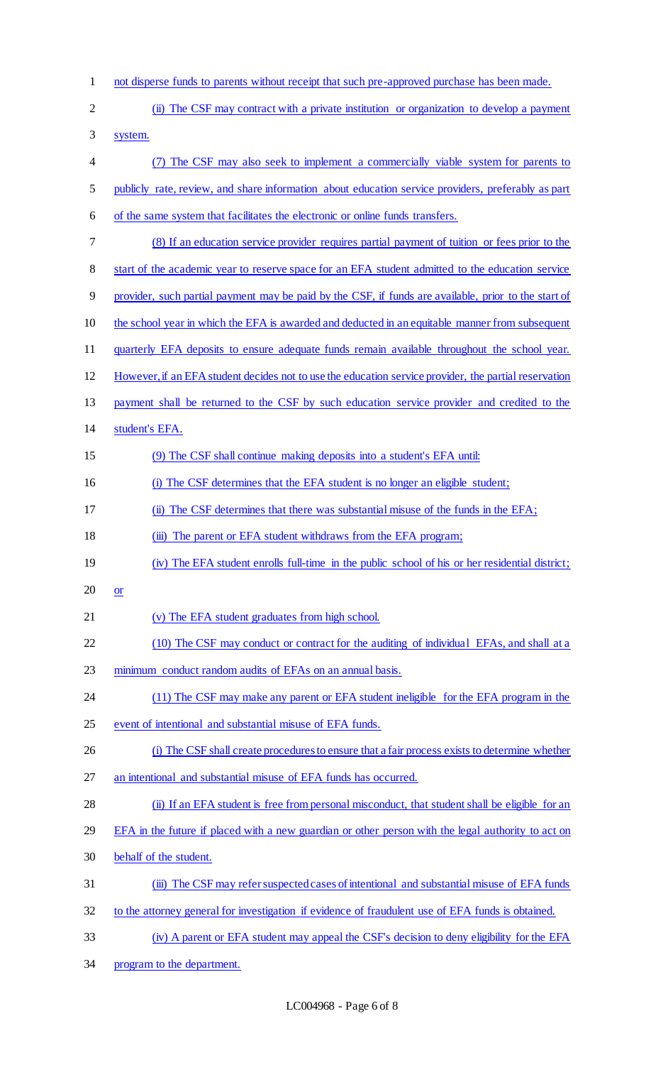not disperse funds to parents without receipt that such pre-approved purchase has been made.

(ii) The CSF may contract with a private institution or organization to develop a payment system.

(7) The CSF may also seek to implement a commercially viable system for parents to publicly rate, review, and share information about education service providers, preferably as part of the same system that facilitates the electronic or online funds transfers.

(8) If an education service provider requires partial payment of tuition or fees prior to the start of the academic year to reserve space for an EFA student admitted to the education service provider, such partial payment may be paid by the CSF, if funds are available, prior to the start of the school year in which the EFA is awarded and deducted in an equitable manner from subsequent quarterly EFA deposits to ensure adequate funds remain available throughout the school year. However, if an EFA student decides not to use the education service provider, the partial reservation payment shall be returned to the CSF by such education service provider and credited to the student's EFA.

(9) The CSF shall continue making deposits into a student's EFA until:

(i) The CSF determines that the EFA student is no longer an eligible student;

(ii) The CSF determines that there was substantial misuse of the funds in the EFA;

(iii) The parent or EFA student withdraws from the EFA program;

(iv) The EFA student enrolls full-time in the public school of his or her residential district; or

(v) The EFA student graduates from high school.

(10) The CSF may conduct or contract for the auditing of individual EFAs, and shall at a minimum conduct random audits of EFAs on an annual basis.

(11) The CSF may make any parent or EFA student ineligible for the EFA program in the event of intentional and substantial misuse of EFA funds.

(i) The CSF shall create procedures to ensure that a fair process exists to determine whether an intentional and substantial misuse of EFA funds has occurred.

(ii) If an EFA student is free from personal misconduct, that student shall be eligible for an EFA in the future if placed with a new guardian or other person with the legal authority to act on behalf of the student.

(iii) The CSF may refer suspected cases of intentional and substantial misuse of EFA funds to the attorney general for investigation if evidence of fraudulent use of EFA funds is obtained.

(iv) A parent or EFA student may appeal the CSF's decision to deny eligibility for the EFA program to the department.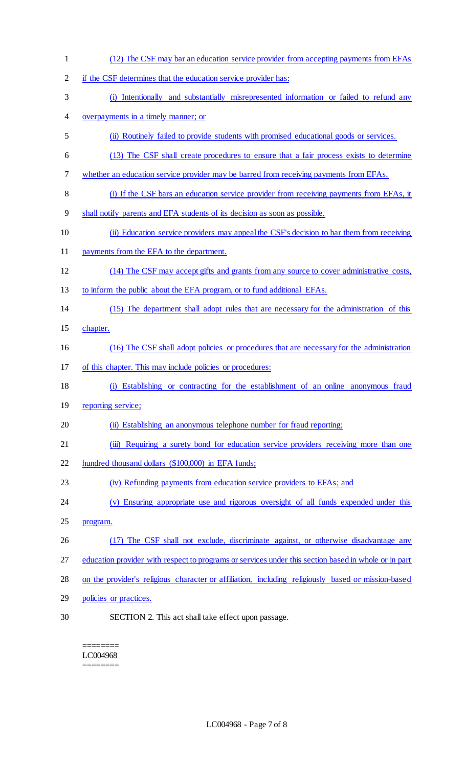(12) The CSF may bar an education service provider from accepting payments from EFAs if the CSF determines that the education service provider has:

(i) Intentionally and substantially misrepresented information or failed to refund any overpayments in a timely manner; or

(ii) Routinely failed to provide students with promised educational goods or services.

(13) The CSF shall create procedures to ensure that a fair process exists to determine whether an education service provider may be barred from receiving payments from EFAs.

(i) If the CSF bars an education service provider from receiving payments from EFAs, it shall notify parents and EFA students of its decision as soon as possible.

(ii) Education service providers may appeal the CSF's decision to bar them from receiving payments from the EFA to the department.

(14) The CSF may accept gifts and grants from any source to cover administrative costs, to inform the public about the EFA program, or to fund additional EFAs.

(15) The department shall adopt rules that are necessary for the administration of this chapter.

(16) The CSF shall adopt policies or procedures that are necessary for the administration of this chapter. This may include policies or procedures:

(i) Establishing or contracting for the establishment of an online anonymous fraud reporting service;

(ii) Establishing an anonymous telephone number for fraud reporting;

(iii) Requiring a surety bond for education service providers receiving more than one hundred thousand dollars ($100,000) in EFA funds;

(iv) Refunding payments from education service providers to EFAs; and

(v) Ensuring appropriate use and rigorous oversight of all funds expended under this program.

(17) The CSF shall not exclude, discriminate against, or otherwise disadvantage any education provider with respect to programs or services under this section based in whole or in part on the provider's religious character or affiliation, including religiously based or mission-based policies or practices.

SECTION 2. This act shall take effect upon passage.

========
LC004968
========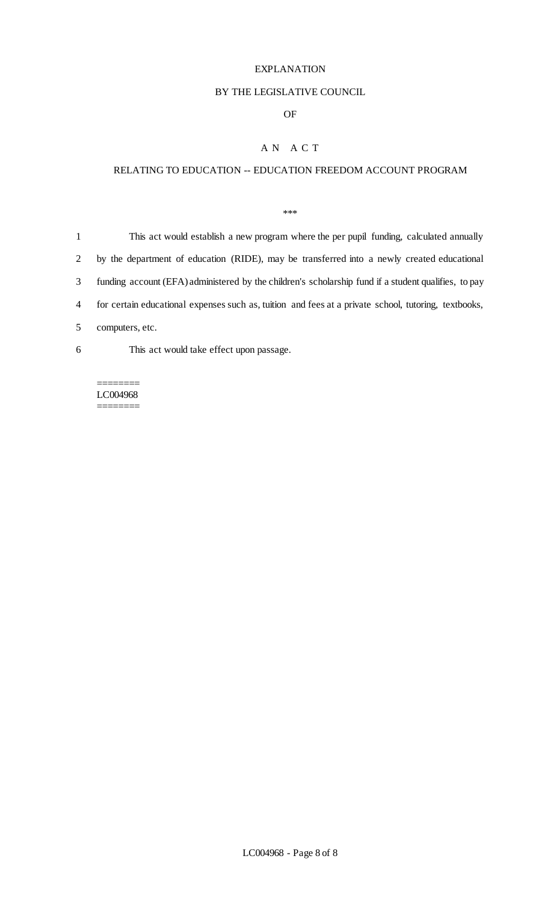EXPLANATION

BY THE LEGISLATIVE COUNCIL

OF

A N A C T

RELATING TO EDUCATION -- EDUCATION FREEDOM ACCOUNT PROGRAM

\*\*\*

This act would establish a new program where the per pupil funding, calculated annually by the department of education (RIDE), may be transferred into a newly created educational funding account (EFA) administered by the children's scholarship fund if a student qualifies, to pay for certain educational expenses such as, tuition and fees at a private school, tutoring, textbooks, computers, etc.

This act would take effect upon passage.

========
LC004968
========